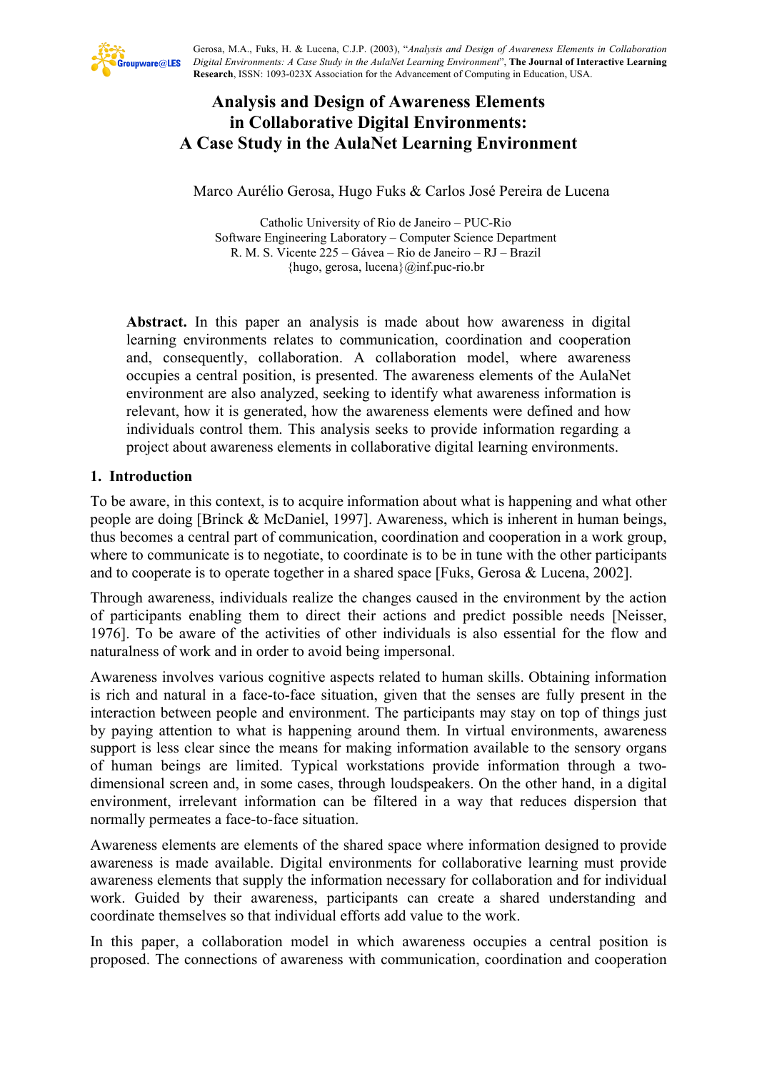Gerosa, M.A., Fuks, H. & Lucena, C.J.P. (2003), "*Analysis and Design of Awareness Elements in Collaboration Digital Environments: A Case Study in the AulaNet Learning Environment*", **The Journal of Interactive Learning Research**, ISSN: 1093-023X Association for the Advancement of Computing in Education, USA.

# Analysis and Design of Awareness Elements in Collaborative Digital Environments: A Case Study in the AulaNet Learning Environment

Marco Aurélio Gerosa, Hugo Fuks & Carlos José Pereira de Lucena

Catholic University of Rio de Janeiro – PUC-Rio
Software Engineering Laboratory – Computer Science Department
R. M. S. Vicente 225 – Gávea – Rio de Janeiro – RJ – Brazil
{hugo, gerosa, lucena}@inf.puc-rio.br

**Abstract.** In this paper an analysis is made about how awareness in digital learning environments relates to communication, coordination and cooperation and, consequently, collaboration. A collaboration model, where awareness occupies a central position, is presented. The awareness elements of the AulaNet environment are also analyzed, seeking to identify what awareness information is relevant, how it is generated, how the awareness elements were defined and how individuals control them. This analysis seeks to provide information regarding a project about awareness elements in collaborative digital learning environments.

## 1. Introduction

To be aware, in this context, is to acquire information about what is happening and what other people are doing [Brinck & McDaniel, 1997]. Awareness, which is inherent in human beings, thus becomes a central part of communication, coordination and cooperation in a work group, where to communicate is to negotiate, to coordinate is to be in tune with the other participants and to cooperate is to operate together in a shared space [Fuks, Gerosa & Lucena, 2002].

Through awareness, individuals realize the changes caused in the environment by the action of participants enabling them to direct their actions and predict possible needs [Neisser, 1976]. To be aware of the activities of other individuals is also essential for the flow and naturalness of work and in order to avoid being impersonal.

Awareness involves various cognitive aspects related to human skills. Obtaining information is rich and natural in a face-to-face situation, given that the senses are fully present in the interaction between people and environment. The participants may stay on top of things just by paying attention to what is happening around them. In virtual environments, awareness support is less clear since the means for making information available to the sensory organs of human beings are limited. Typical workstations provide information through a two-dimensional screen and, in some cases, through loudspeakers. On the other hand, in a digital environment, irrelevant information can be filtered in a way that reduces dispersion that normally permeates a face-to-face situation.

Awareness elements are elements of the shared space where information designed to provide awareness is made available. Digital environments for collaborative learning must provide awareness elements that supply the information necessary for collaboration and for individual work. Guided by their awareness, participants can create a shared understanding and coordinate themselves so that individual efforts add value to the work.

In this paper, a collaboration model in which awareness occupies a central position is proposed. The connections of awareness with communication, coordination and cooperation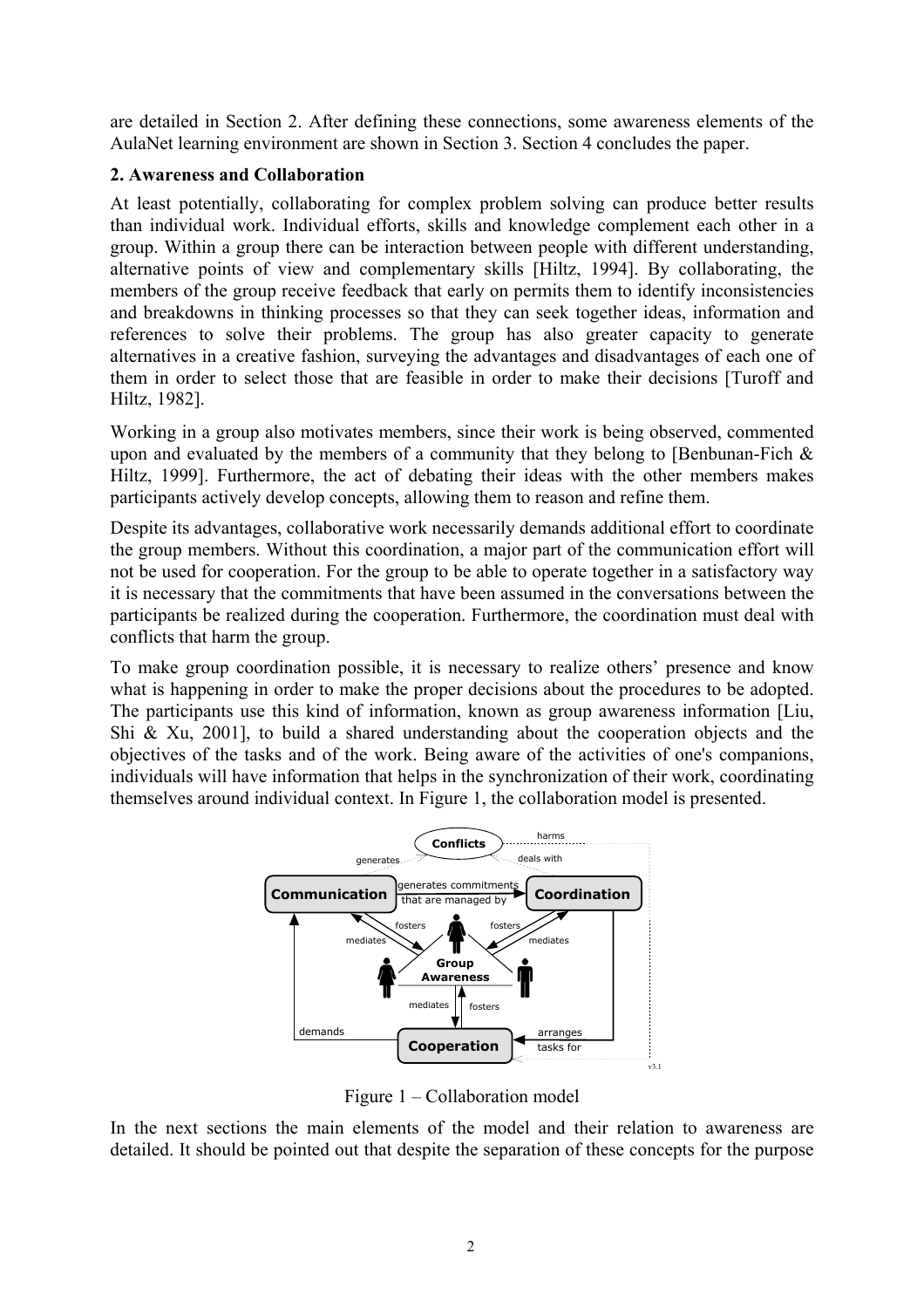are detailed in Section 2. After defining these connections, some awareness elements of the AulaNet learning environment are shown in Section 3. Section 4 concludes the paper.

## 2. Awareness and Collaboration

At least potentially, collaborating for complex problem solving can produce better results than individual work. Individual efforts, skills and knowledge complement each other in a group. Within a group there can be interaction between people with different understanding, alternative points of view and complementary skills [Hiltz, 1994]. By collaborating, the members of the group receive feedback that early on permits them to identify inconsistencies and breakdowns in thinking processes so that they can seek together ideas, information and references to solve their problems. The group has also greater capacity to generate alternatives in a creative fashion, surveying the advantages and disadvantages of each one of them in order to select those that are feasible in order to make their decisions [Turoff and Hiltz, 1982].

Working in a group also motivates members, since their work is being observed, commented upon and evaluated by the members of a community that they belong to [Benbunan-Fich & Hiltz, 1999]. Furthermore, the act of debating their ideas with the other members makes participants actively develop concepts, allowing them to reason and refine them.

Despite its advantages, collaborative work necessarily demands additional effort to coordinate the group members. Without this coordination, a major part of the communication effort will not be used for cooperation. For the group to be able to operate together in a satisfactory way it is necessary that the commitments that have been assumed in the conversations between the participants be realized during the cooperation. Furthermore, the coordination must deal with conflicts that harm the group.

To make group coordination possible, it is necessary to realize others' presence and know what is happening in order to make the proper decisions about the procedures to be adopted. The participants use this kind of information, known as group awareness information [Liu, Shi & Xu, 2001], to build a shared understanding about the cooperation objects and the objectives of the tasks and of the work. Being aware of the activities of one's companions, individuals will have information that helps in the synchronization of their work, coordinating themselves around individual context. In Figure 1, the collaboration model is presented.

Figure 1 – Collaboration model

In the next sections the main elements of the model and their relation to awareness are detailed. It should be pointed out that despite the separation of these concepts for the purpose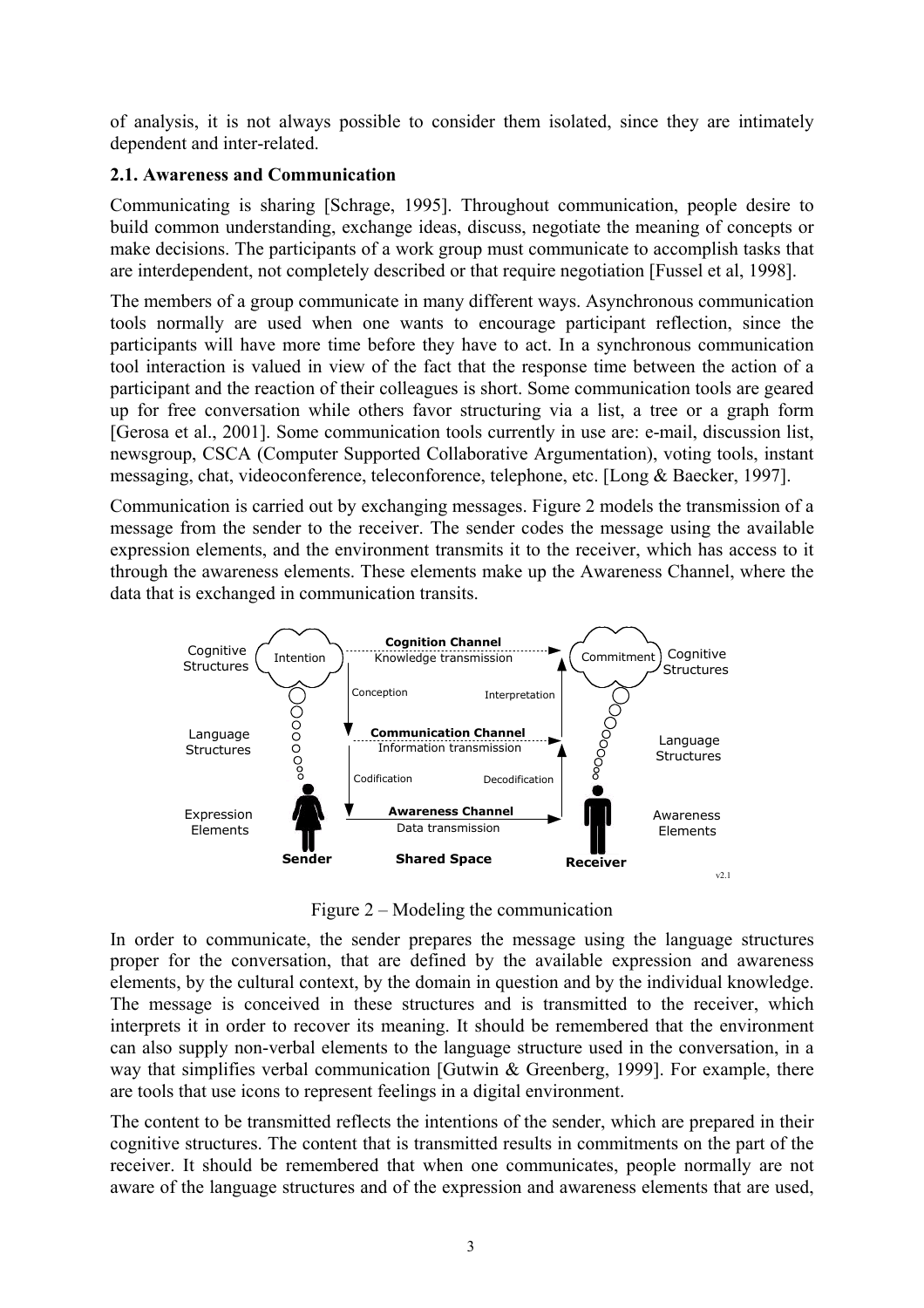of analysis, it is not always possible to consider them isolated, since they are intimately dependent and inter-related.

### 2.1. Awareness and Communication

Communicating is sharing [Schrage, 1995]. Throughout communication, people desire to build common understanding, exchange ideas, discuss, negotiate the meaning of concepts or make decisions. The participants of a work group must communicate to accomplish tasks that are interdependent, not completely described or that require negotiation [Fussel et al, 1998].

The members of a group communicate in many different ways. Asynchronous communication tools normally are used when one wants to encourage participant reflection, since the participants will have more time before they have to act. In a synchronous communication tool interaction is valued in view of the fact that the response time between the action of a participant and the reaction of their colleagues is short. Some communication tools are geared up for free conversation while others favor structuring via a list, a tree or a graph form [Gerosa et al., 2001]. Some communication tools currently in use are: e-mail, discussion list, newsgroup, CSCA (Computer Supported Collaborative Argumentation), voting tools, instant messaging, chat, videoconference, teleconforence, telephone, etc. [Long & Baecker, 1997].

Communication is carried out by exchanging messages. Figure 2 models the transmission of a message from the sender to the receiver. The sender codes the message using the available expression elements, and the environment transmits it to the receiver, which has access to it through the awareness elements. These elements make up the Awareness Channel, where the data that is exchanged in communication transits.

Figure 2 – Modeling the communication

In order to communicate, the sender prepares the message using the language structures proper for the conversation, that are defined by the available expression and awareness elements, by the cultural context, by the domain in question and by the individual knowledge. The message is conceived in these structures and is transmitted to the receiver, which interprets it in order to recover its meaning. It should be remembered that the environment can also supply non-verbal elements to the language structure used in the conversation, in a way that simplifies verbal communication [Gutwin & Greenberg, 1999]. For example, there are tools that use icons to represent feelings in a digital environment.

The content to be transmitted reflects the intentions of the sender, which are prepared in their cognitive structures. The content that is transmitted results in commitments on the part of the receiver. It should be remembered that when one communicates, people normally are not aware of the language structures and of the expression and awareness elements that are used,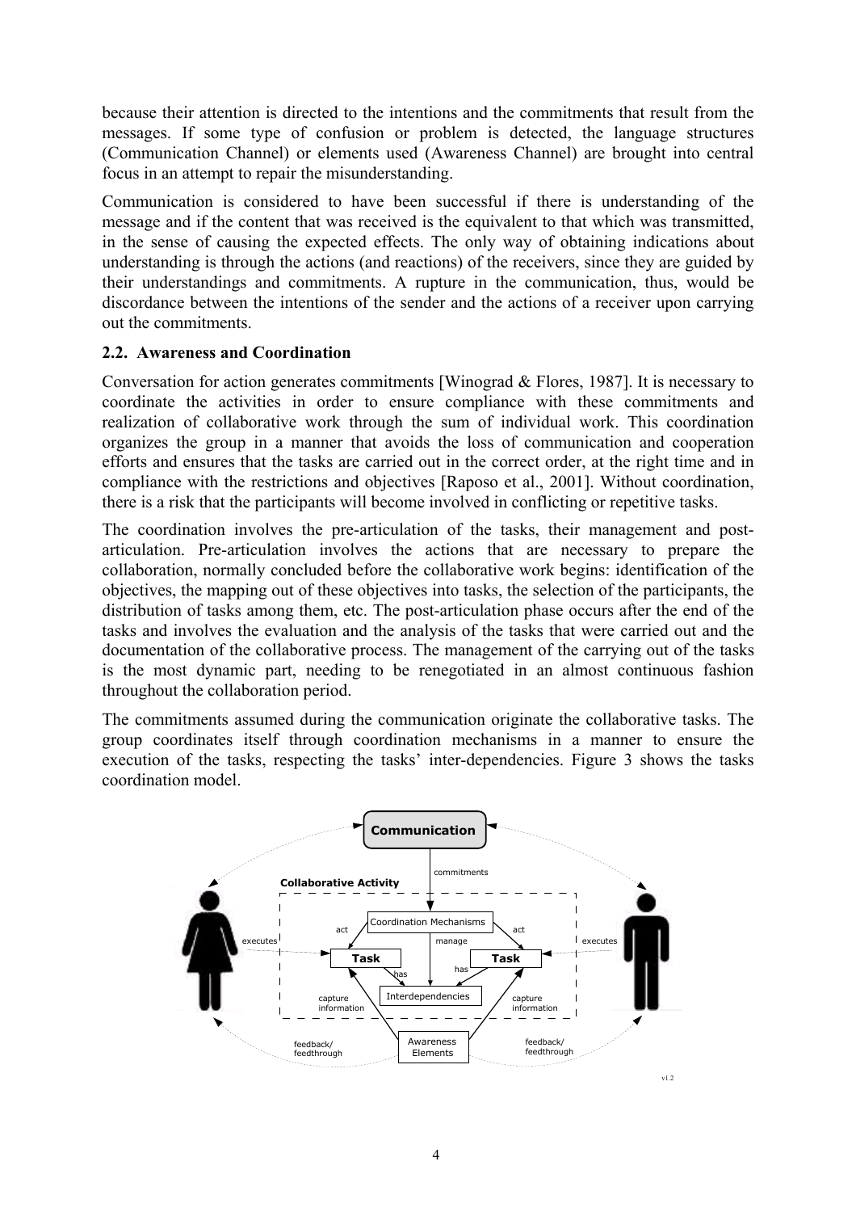because their attention is directed to the intentions and the commitments that result from the messages. If some type of confusion or problem is detected, the language structures (Communication Channel) or elements used (Awareness Channel) are brought into central focus in an attempt to repair the misunderstanding.

Communication is considered to have been successful if there is understanding of the message and if the content that was received is the equivalent to that which was transmitted, in the sense of causing the expected effects. The only way of obtaining indications about understanding is through the actions (and reactions) of the receivers, since they are guided by their understandings and commitments. A rupture in the communication, thus, would be discordance between the intentions of the sender and the actions of a receiver upon carrying out the commitments.

### 2.2. Awareness and Coordination

Conversation for action generates commitments [Winograd & Flores, 1987]. It is necessary to coordinate the activities in order to ensure compliance with these commitments and realization of collaborative work through the sum of individual work. This coordination organizes the group in a manner that avoids the loss of communication and cooperation efforts and ensures that the tasks are carried out in the correct order, at the right time and in compliance with the restrictions and objectives [Raposo et al., 2001]. Without coordination, there is a risk that the participants will become involved in conflicting or repetitive tasks.

The coordination involves the pre-articulation of the tasks, their management and post-articulation. Pre-articulation involves the actions that are necessary to prepare the collaboration, normally concluded before the collaborative work begins: identification of the objectives, the mapping out of these objectives into tasks, the selection of the participants, the distribution of tasks among them, etc. The post-articulation phase occurs after the end of the tasks and involves the evaluation and the analysis of the tasks that were carried out and the documentation of the collaborative process. The management of the carrying out of the tasks is the most dynamic part, needing to be renegotiated in an almost continuous fashion throughout the collaboration period.

The commitments assumed during the communication originate the collaborative tasks. The group coordinates itself through coordination mechanisms in a manner to ensure the execution of the tasks, respecting the tasks' inter-dependencies. Figure 3 shows the tasks coordination model.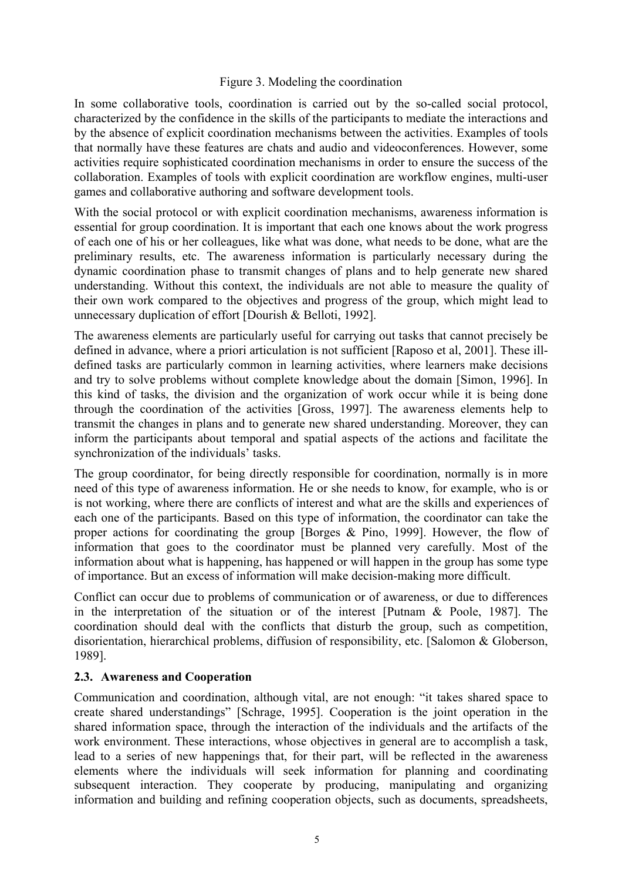Figure 3. Modeling the coordination

In some collaborative tools, coordination is carried out by the so-called social protocol, characterized by the confidence in the skills of the participants to mediate the interactions and by the absence of explicit coordination mechanisms between the activities. Examples of tools that normally have these features are chats and audio and videoconferences. However, some activities require sophisticated coordination mechanisms in order to ensure the success of the collaboration. Examples of tools with explicit coordination are workflow engines, multi-user games and collaborative authoring and software development tools.

With the social protocol or with explicit coordination mechanisms, awareness information is essential for group coordination. It is important that each one knows about the work progress of each one of his or her colleagues, like what was done, what needs to be done, what are the preliminary results, etc. The awareness information is particularly necessary during the dynamic coordination phase to transmit changes of plans and to help generate new shared understanding. Without this context, the individuals are not able to measure the quality of their own work compared to the objectives and progress of the group, which might lead to unnecessary duplication of effort [Dourish & Belloti, 1992].

The awareness elements are particularly useful for carrying out tasks that cannot precisely be defined in advance, where a priori articulation is not sufficient [Raposo et al, 2001]. These ill-defined tasks are particularly common in learning activities, where learners make decisions and try to solve problems without complete knowledge about the domain [Simon, 1996]. In this kind of tasks, the division and the organization of work occur while it is being done through the coordination of the activities [Gross, 1997]. The awareness elements help to transmit the changes in plans and to generate new shared understanding. Moreover, they can inform the participants about temporal and spatial aspects of the actions and facilitate the synchronization of the individuals' tasks.

The group coordinator, for being directly responsible for coordination, normally is in more need of this type of awareness information. He or she needs to know, for example, who is or is not working, where there are conflicts of interest and what are the skills and experiences of each one of the participants. Based on this type of information, the coordinator can take the proper actions for coordinating the group [Borges & Pino, 1999]. However, the flow of information that goes to the coordinator must be planned very carefully. Most of the information about what is happening, has happened or will happen in the group has some type of importance. But an excess of information will make decision-making more difficult.

Conflict can occur due to problems of communication or of awareness, or due to differences in the interpretation of the situation or of the interest [Putnam & Poole, 1987]. The coordination should deal with the conflicts that disturb the group, such as competition, disorientation, hierarchical problems, diffusion of responsibility, etc. [Salomon & Globerson, 1989].

### 2.3. Awareness and Cooperation

Communication and coordination, although vital, are not enough: "it takes shared space to create shared understandings" [Schrage, 1995]. Cooperation is the joint operation in the shared information space, through the interaction of the individuals and the artifacts of the work environment. These interactions, whose objectives in general are to accomplish a task, lead to a series of new happenings that, for their part, will be reflected in the awareness elements where the individuals will seek information for planning and coordinating subsequent interaction. They cooperate by producing, manipulating and organizing information and building and refining cooperation objects, such as documents, spreadsheets,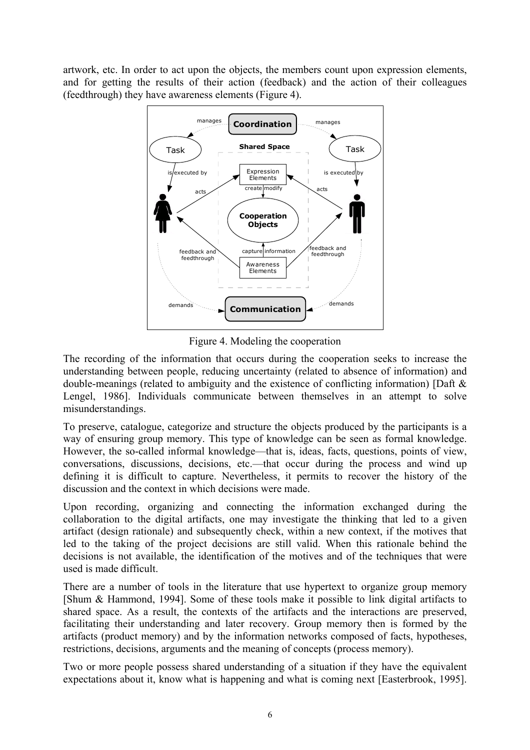artwork, etc. In order to act upon the objects, the members count upon expression elements, and for getting the results of their action (feedback) and the action of their colleagues (feedthrough) they have awareness elements (Figure 4).

Figure 4. Modeling the cooperation

The recording of the information that occurs during the cooperation seeks to increase the understanding between people, reducing uncertainty (related to absence of information) and double-meanings (related to ambiguity and the existence of conflicting information) [Daft & Lengel, 1986]. Individuals communicate between themselves in an attempt to solve misunderstandings.

To preserve, catalogue, categorize and structure the objects produced by the participants is a way of ensuring group memory. This type of knowledge can be seen as formal knowledge. However, the so-called informal knowledge—that is, ideas, facts, questions, points of view, conversations, discussions, decisions, etc.—that occur during the process and wind up defining it is difficult to capture. Nevertheless, it permits to recover the history of the discussion and the context in which decisions were made.

Upon recording, organizing and connecting the information exchanged during the collaboration to the digital artifacts, one may investigate the thinking that led to a given artifact (design rationale) and subsequently check, within a new context, if the motives that led to the taking of the project decisions are still valid. When this rationale behind the decisions is not available, the identification of the motives and of the techniques that were used is made difficult.

There are a number of tools in the literature that use hypertext to organize group memory [Shum & Hammond, 1994]. Some of these tools make it possible to link digital artifacts to shared space. As a result, the contexts of the artifacts and the interactions are preserved, facilitating their understanding and later recovery. Group memory then is formed by the artifacts (product memory) and by the information networks composed of facts, hypotheses, restrictions, decisions, arguments and the meaning of concepts (process memory).

Two or more people possess shared understanding of a situation if they have the equivalent expectations about it, know what is happening and what is coming next [Easterbrook, 1995].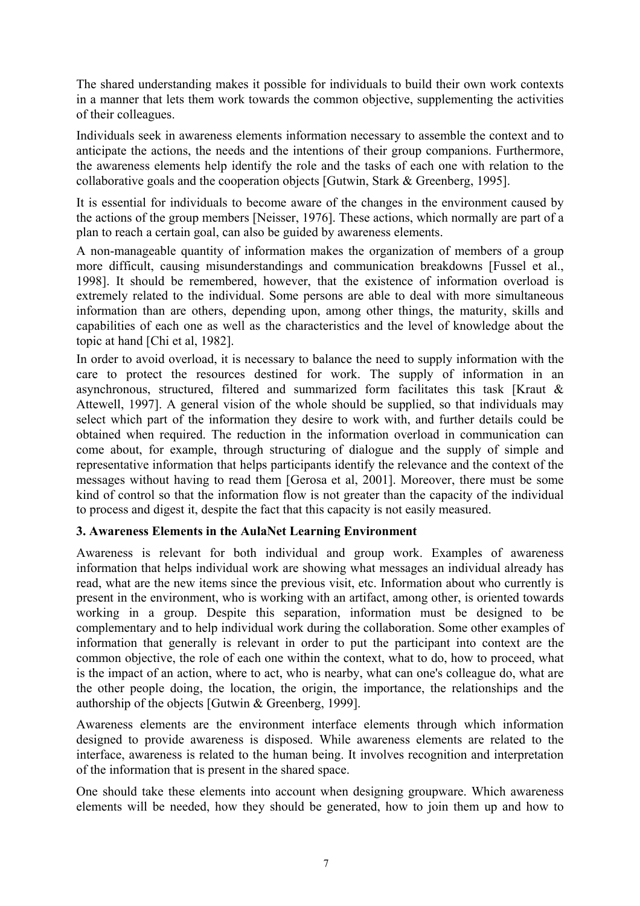The shared understanding makes it possible for individuals to build their own work contexts in a manner that lets them work towards the common objective, supplementing the activities of their colleagues.

Individuals seek in awareness elements information necessary to assemble the context and to anticipate the actions, the needs and the intentions of their group companions. Furthermore, the awareness elements help identify the role and the tasks of each one with relation to the collaborative goals and the cooperation objects [Gutwin, Stark & Greenberg, 1995].

It is essential for individuals to become aware of the changes in the environment caused by the actions of the group members [Neisser, 1976]. These actions, which normally are part of a plan to reach a certain goal, can also be guided by awareness elements.

A non-manageable quantity of information makes the organization of members of a group more difficult, causing misunderstandings and communication breakdowns [Fussel et al., 1998]. It should be remembered, however, that the existence of information overload is extremely related to the individual. Some persons are able to deal with more simultaneous information than are others, depending upon, among other things, the maturity, skills and capabilities of each one as well as the characteristics and the level of knowledge about the topic at hand [Chi et al, 1982].

In order to avoid overload, it is necessary to balance the need to supply information with the care to protect the resources destined for work. The supply of information in an asynchronous, structured, filtered and summarized form facilitates this task [Kraut & Attewell, 1997]. A general vision of the whole should be supplied, so that individuals may select which part of the information they desire to work with, and further details could be obtained when required. The reduction in the information overload in communication can come about, for example, through structuring of dialogue and the supply of simple and representative information that helps participants identify the relevance and the context of the messages without having to read them [Gerosa et al, 2001]. Moreover, there must be some kind of control so that the information flow is not greater than the capacity of the individual to process and digest it, despite the fact that this capacity is not easily measured.

## 3. Awareness Elements in the AulaNet Learning Environment

Awareness is relevant for both individual and group work. Examples of awareness information that helps individual work are showing what messages an individual already has read, what are the new items since the previous visit, etc. Information about who currently is present in the environment, who is working with an artifact, among other, is oriented towards working in a group. Despite this separation, information must be designed to be complementary and to help individual work during the collaboration. Some other examples of information that generally is relevant in order to put the participant into context are the common objective, the role of each one within the context, what to do, how to proceed, what is the impact of an action, where to act, who is nearby, what can one's colleague do, what are the other people doing, the location, the origin, the importance, the relationships and the authorship of the objects [Gutwin & Greenberg, 1999].

Awareness elements are the environment interface elements through which information designed to provide awareness is disposed. While awareness elements are related to the interface, awareness is related to the human being. It involves recognition and interpretation of the information that is present in the shared space.

One should take these elements into account when designing groupware. Which awareness elements will be needed, how they should be generated, how to join them up and how to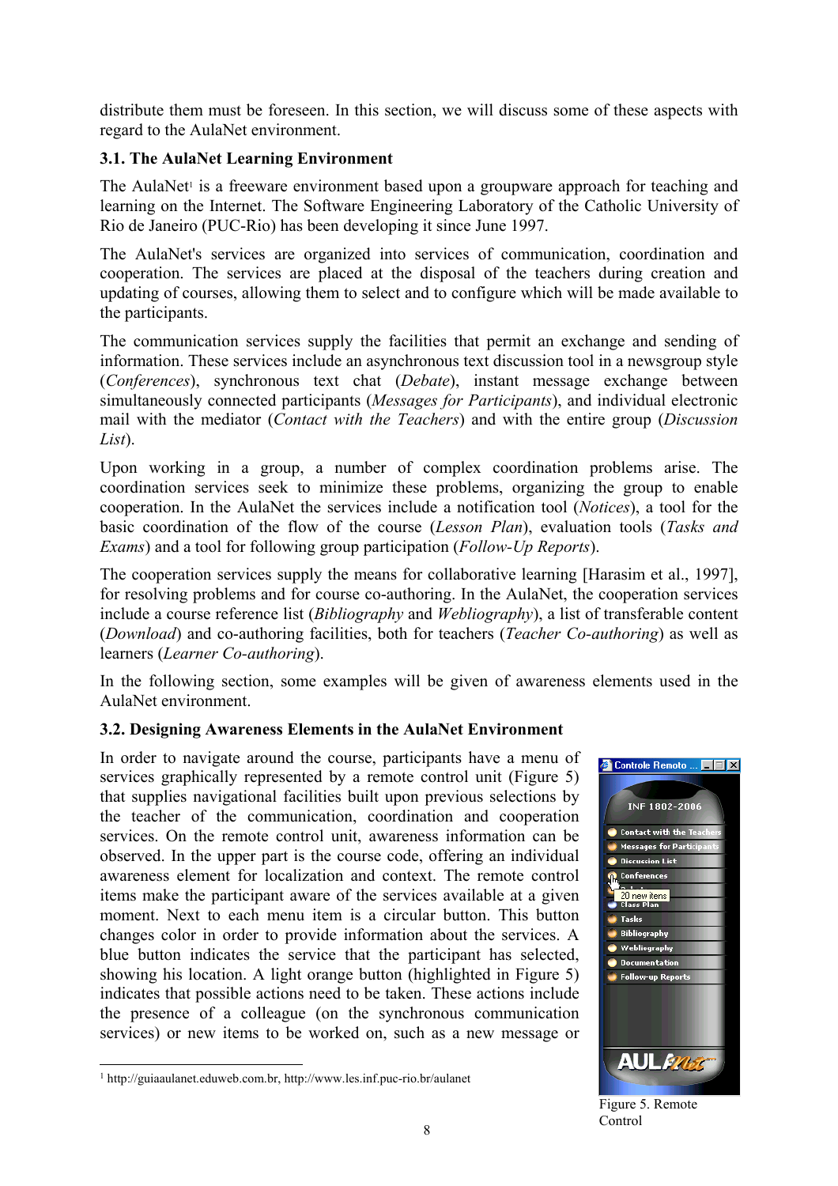distribute them must be foreseen. In this section, we will discuss some of these aspects with regard to the AulaNet environment.

### 3.1. The AulaNet Learning Environment

The AulaNet[1] is a freeware environment based upon a groupware approach for teaching and learning on the Internet. The Software Engineering Laboratory of the Catholic University of Rio de Janeiro (PUC-Rio) has been developing it since June 1997.

The AulaNet's services are organized into services of communication, coordination and cooperation. The services are placed at the disposal of the teachers during creation and updating of courses, allowing them to select and to configure which will be made available to the participants.

The communication services supply the facilities that permit an exchange and sending of information. These services include an asynchronous text discussion tool in a newsgroup style (*Conferences*), synchronous text chat (*Debate*), instant message exchange between simultaneously connected participants (*Messages for Participants*), and individual electronic mail with the mediator (*Contact with the Teachers*) and with the entire group (*Discussion List*).

Upon working in a group, a number of complex coordination problems arise. The coordination services seek to minimize these problems, organizing the group to enable cooperation. In the AulaNet the services include a notification tool (*Notices*), a tool for the basic coordination of the flow of the course (*Lesson Plan*), evaluation tools (*Tasks and Exams*) and a tool for following group participation (*Follow-Up Reports*).

The cooperation services supply the means for collaborative learning [Harasim et al., 1997], for resolving problems and for course co-authoring. In the AulaNet, the cooperation services include a course reference list (*Bibliography* and *Webliography*), a list of transferable content (*Download*) and co-authoring facilities, both for teachers (*Teacher Co-authoring*) as well as learners (*Learner Co-authoring*).

In the following section, some examples will be given of awareness elements used in the AulaNet environment.

### 3.2. Designing Awareness Elements in the AulaNet Environment

In order to navigate around the course, participants have a menu of services graphically represented by a remote control unit (Figure 5) that supplies navigational facilities built upon previous selections by the teacher of the communication, coordination and cooperation services. On the remote control unit, awareness information can be observed. In the upper part is the course code, offering an individual awareness element for localization and context. The remote control items make the participant aware of the services available at a given moment. Next to each menu item is a circular button. This button changes color in order to provide information about the services. A blue button indicates the service that the participant has selected, showing his location. A light orange button (highlighted in Figure 5) indicates that possible actions need to be taken. These actions include the presence of a colleague (on the synchronous communication services) or new items to be worked on, such as a new message or

Figure 5. Remote Control

[1] http://guiaaulanet.eduweb.com.br, http://www.les.inf.puc-rio.br/aulanet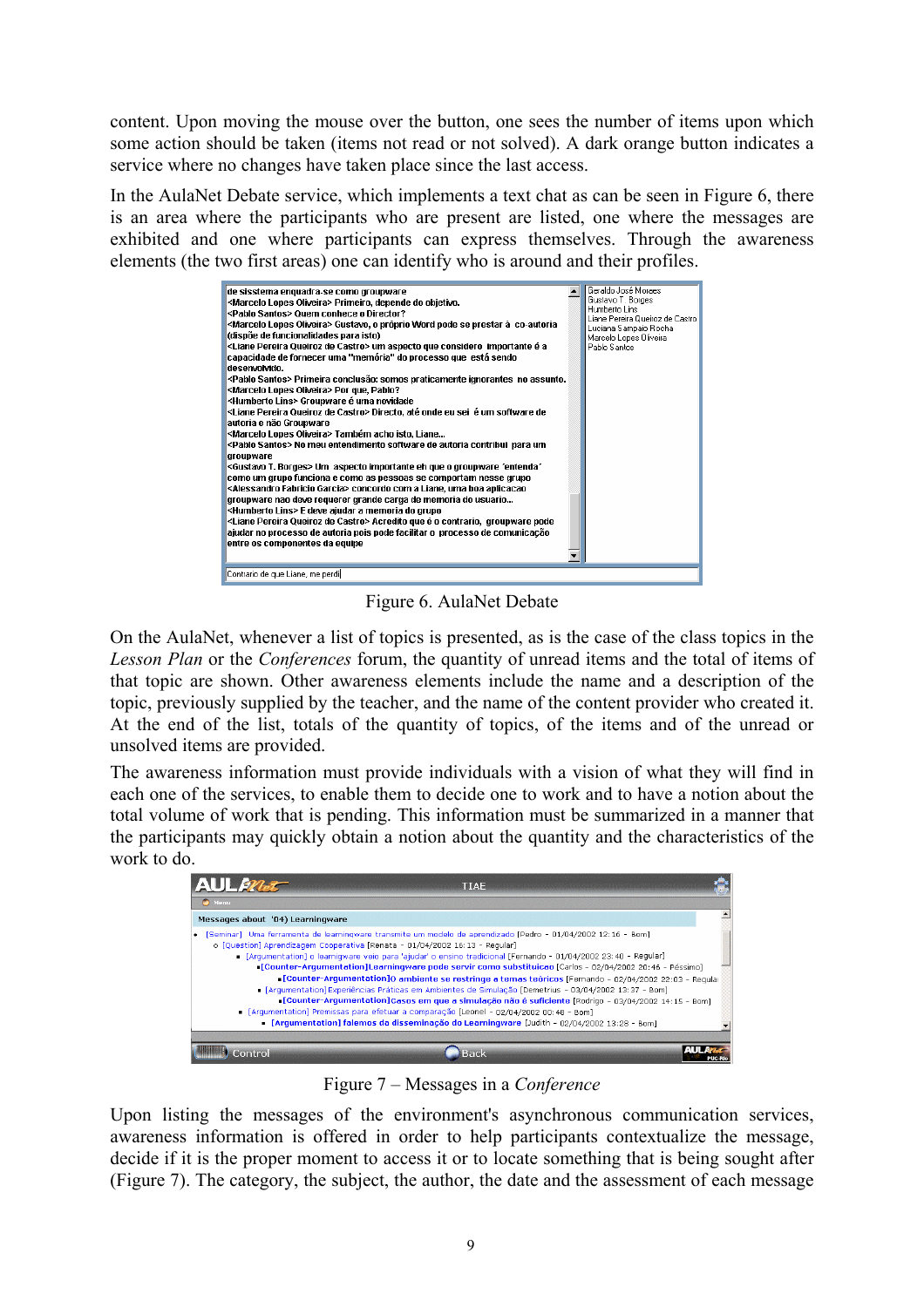content. Upon moving the mouse over the button, one sees the number of items upon which some action should be taken (items not read or not solved). A dark orange button indicates a service where no changes have taken place since the last access.

In the AulaNet Debate service, which implements a text chat as can be seen in Figure 6, there is an area where the participants who are present are listed, one where the messages are exhibited and one where participants can express themselves. Through the awareness elements (the two first areas) one can identify who is around and their profiles.

Figure 6. AulaNet Debate

On the AulaNet, whenever a list of topics is presented, as is the case of the class topics in the *Lesson Plan* or the *Conferences* forum, the quantity of unread items and the total of items of that topic are shown. Other awareness elements include the name and a description of the topic, previously supplied by the teacher, and the name of the content provider who created it. At the end of the list, totals of the quantity of topics, of the items and of the unread or unsolved items are provided.

The awareness information must provide individuals with a vision of what they will find in each one of the services, to enable them to decide one to work and to have a notion about the total volume of work that is pending. This information must be summarized in a manner that the participants may quickly obtain a notion about the quantity and the characteristics of the work to do.

Figure 7 – Messages in a *Conference*

Upon listing the messages of the environment's asynchronous communication services, awareness information is offered in order to help participants contextualize the message, decide if it is the proper moment to access it or to locate something that is being sought after (Figure 7). The category, the subject, the author, the date and the assessment of each message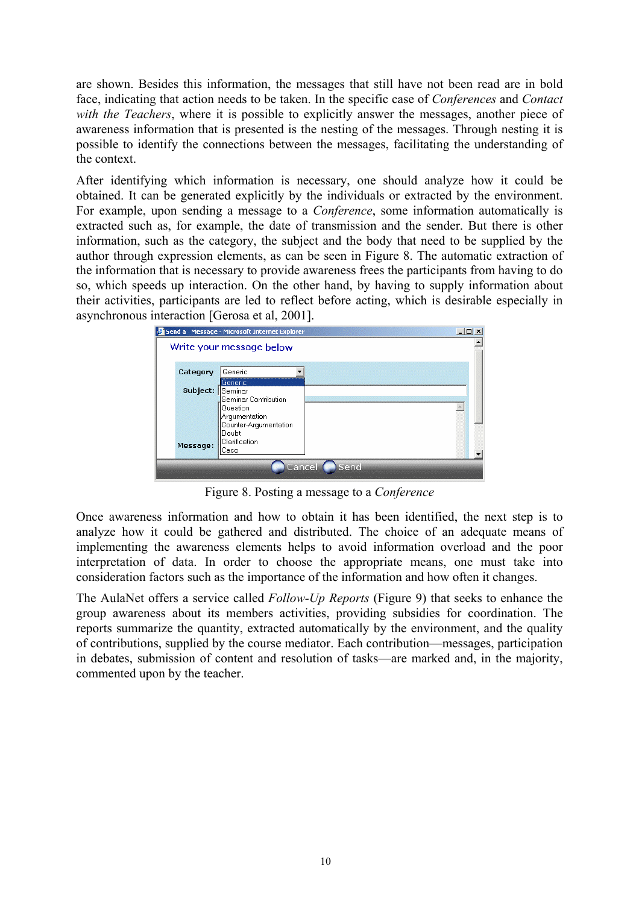are shown. Besides this information, the messages that still have not been read are in bold face, indicating that action needs to be taken. In the specific case of *Conferences* and *Contact with the Teachers*, where it is possible to explicitly answer the messages, another piece of awareness information that is presented is the nesting of the messages. Through nesting it is possible to identify the connections between the messages, facilitating the understanding of the context.

After identifying which information is necessary, one should analyze how it could be obtained. It can be generated explicitly by the individuals or extracted by the environment. For example, upon sending a message to a *Conference*, some information automatically is extracted such as, for example, the date of transmission and the sender. But there is other information, such as the category, the subject and the body that need to be supplied by the author through expression elements, as can be seen in Figure 8. The automatic extraction of the information that is necessary to provide awareness frees the participants from having to do so, which speeds up interaction. On the other hand, by having to supply information about their activities, participants are led to reflect before acting, which is desirable especially in asynchronous interaction [Gerosa et al, 2001].

Figure 8. Posting a message to a *Conference*

Once awareness information and how to obtain it has been identified, the next step is to analyze how it could be gathered and distributed. The choice of an adequate means of implementing the awareness elements helps to avoid information overload and the poor interpretation of data. In order to choose the appropriate means, one must take into consideration factors such as the importance of the information and how often it changes.

The AulaNet offers a service called *Follow-Up Reports* (Figure 9) that seeks to enhance the group awareness about its members activities, providing subsidies for coordination. The reports summarize the quantity, extracted automatically by the environment, and the quality of contributions, supplied by the course mediator. Each contribution—messages, participation in debates, submission of content and resolution of tasks—are marked and, in the majority, commented upon by the teacher.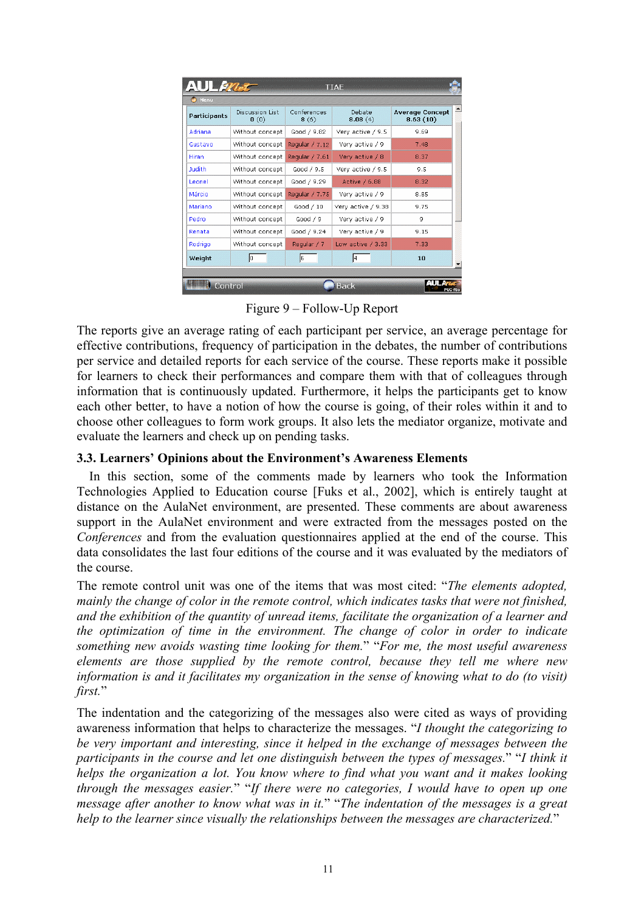| Participants | Discussion List 0 (0) | Conferences 8 (6) | Debate 8.08 (4) | Average Concept 8.63 (10) |
|---|---|---|---|---|
| Adriana | Without concept | Good / 9.82 | Very active / 9.5 | 9.69 |
| Gustavo | Without concept | Regular / 7.12 | Very active / 9 | 7.48 |
| Hiran | Without concept | Regular / 7.61 | Very active / 8 | 8.37 |
| Judith | Without concept | Good / 9.5 | Very active / 9.5 | 9.5 |
| Leonel | Without concept | Good / 9.29 | Active / 6.88 | 8.32 |
| Márcio | Without concept | Regular / 7.75 | Very active / 9 | 8.85 |
| Mariano | Without concept | Good / 10 | Very active / 9.38 | 9.75 |
| Pedro | Without concept | Good / 9 | Very active / 9 | 9 |
| Renata | Without concept | Good / 9.24 | Very active / 9 | 9.15 |
| Rodrigo | Without concept | Regular / 7 | Low active / 3.33 | 7.33 |
| Weight | 0 | 6 | 4 | 10 |

Figure 9 – Follow-Up Report

The reports give an average rating of each participant per service, an average percentage for effective contributions, frequency of participation in the debates, the number of contributions per service and detailed reports for each service of the course. These reports make it possible for learners to check their performances and compare them with that of colleagues through information that is continuously updated. Furthermore, it helps the participants get to know each other better, to have a notion of how the course is going, of their roles within it and to choose other colleagues to form work groups. It also lets the mediator organize, motivate and evaluate the learners and check up on pending tasks.

### 3.3. Learners' Opinions about the Environment's Awareness Elements

In this section, some of the comments made by learners who took the Information Technologies Applied to Education course [Fuks et al., 2002], which is entirely taught at distance on the AulaNet environment, are presented. These comments are about awareness support in the AulaNet environment and were extracted from the messages posted on the *Conferences* and from the evaluation questionnaires applied at the end of the course. This data consolidates the last four editions of the course and it was evaluated by the mediators of the course.

The remote control unit was one of the items that was most cited: "*The elements adopted, mainly the change of color in the remote control, which indicates tasks that were not finished, and the exhibition of the quantity of unread items, facilitate the organization of a learner and the optimization of time in the environment. The change of color in order to indicate something new avoids wasting time looking for them.*" "*For me, the most useful awareness elements are those supplied by the remote control, because they tell me where new information is and it facilitates my organization in the sense of knowing what to do (to visit) first.*"

The indentation and the categorizing of the messages also were cited as ways of providing awareness information that helps to characterize the messages. "*I thought the categorizing to be very important and interesting, since it helped in the exchange of messages between the participants in the course and let one distinguish between the types of messages.*" "*I think it helps the organization a lot. You know where to find what you want and it makes looking through the messages easier.*" "*If there were no categories, I would have to open up one message after another to know what was in it.*" "*The indentation of the messages is a great help to the learner since visually the relationships between the messages are characterized.*"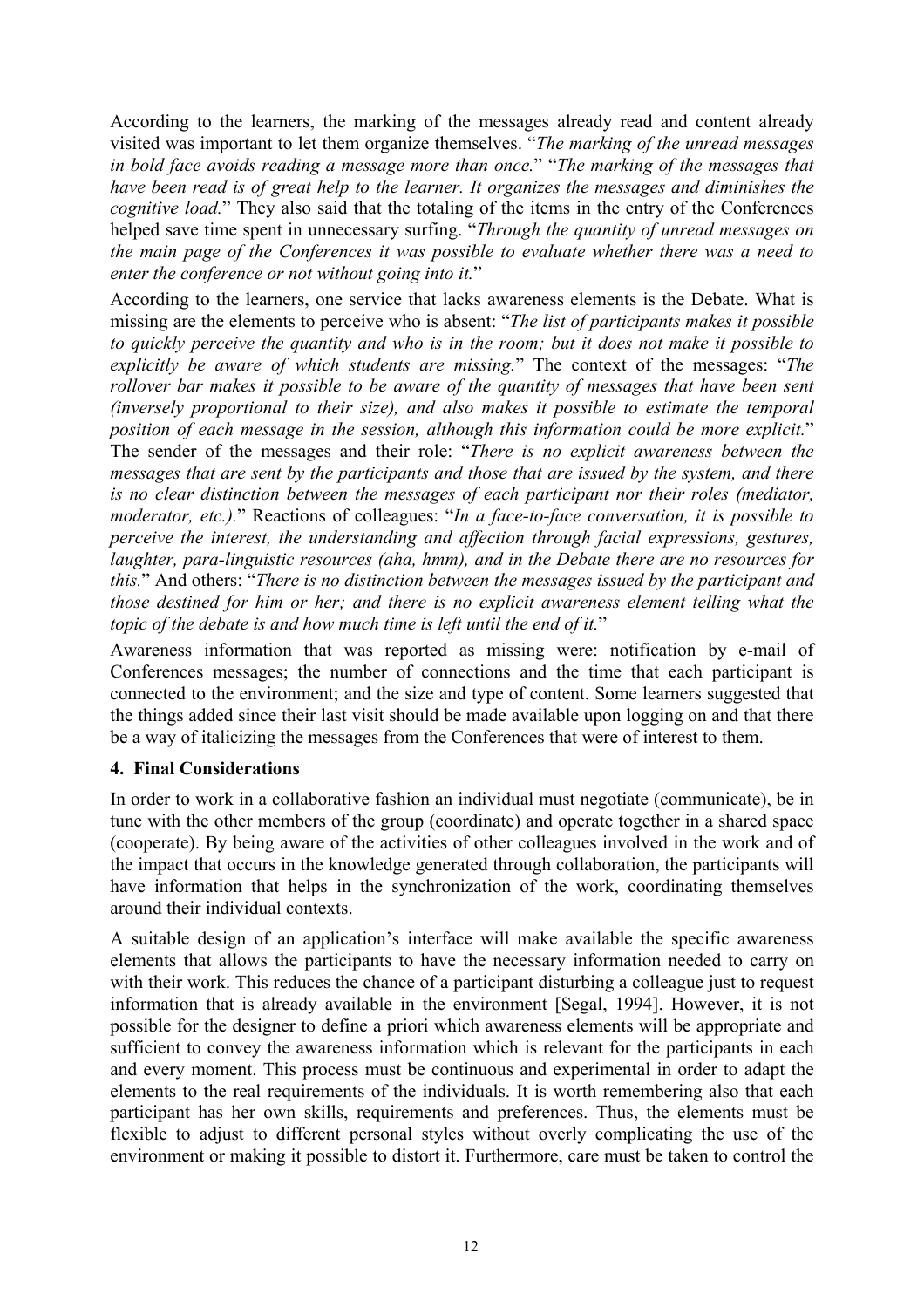According to the learners, the marking of the messages already read and content already visited was important to let them organize themselves. "*The marking of the unread messages in bold face avoids reading a message more than once.*" "*The marking of the messages that have been read is of great help to the learner. It organizes the messages and diminishes the cognitive load.*" They also said that the totaling of the items in the entry of the Conferences helped save time spent in unnecessary surfing. "*Through the quantity of unread messages on the main page of the Conferences it was possible to evaluate whether there was a need to enter the conference or not without going into it.*"

According to the learners, one service that lacks awareness elements is the Debate. What is missing are the elements to perceive who is absent: "*The list of participants makes it possible to quickly perceive the quantity and who is in the room; but it does not make it possible to explicitly be aware of which students are missing.*" The context of the messages: "*The rollover bar makes it possible to be aware of the quantity of messages that have been sent (inversely proportional to their size), and also makes it possible to estimate the temporal position of each message in the session, although this information could be more explicit.*" The sender of the messages and their role: "*There is no explicit awareness between the messages that are sent by the participants and those that are issued by the system, and there is no clear distinction between the messages of each participant nor their roles (mediator, moderator, etc.).*" Reactions of colleagues: "*In a face-to-face conversation, it is possible to perceive the interest, the understanding and affection through facial expressions, gestures, laughter, para-linguistic resources (aha, hmm), and in the Debate there are no resources for this.*" And others: "*There is no distinction between the messages issued by the participant and those destined for him or her; and there is no explicit awareness element telling what the topic of the debate is and how much time is left until the end of it.*"

Awareness information that was reported as missing were: notification by e-mail of Conferences messages; the number of connections and the time that each participant is connected to the environment; and the size and type of content. Some learners suggested that the things added since their last visit should be made available upon logging on and that there be a way of italicizing the messages from the Conferences that were of interest to them.

## 4. Final Considerations

In order to work in a collaborative fashion an individual must negotiate (communicate), be in tune with the other members of the group (coordinate) and operate together in a shared space (cooperate). By being aware of the activities of other colleagues involved in the work and of the impact that occurs in the knowledge generated through collaboration, the participants will have information that helps in the synchronization of the work, coordinating themselves around their individual contexts.

A suitable design of an application's interface will make available the specific awareness elements that allows the participants to have the necessary information needed to carry on with their work. This reduces the chance of a participant disturbing a colleague just to request information that is already available in the environment [Segal, 1994]. However, it is not possible for the designer to define a priori which awareness elements will be appropriate and sufficient to convey the awareness information which is relevant for the participants in each and every moment. This process must be continuous and experimental in order to adapt the elements to the real requirements of the individuals. It is worth remembering also that each participant has her own skills, requirements and preferences. Thus, the elements must be flexible to adjust to different personal styles without overly complicating the use of the environment or making it possible to distort it. Furthermore, care must be taken to control the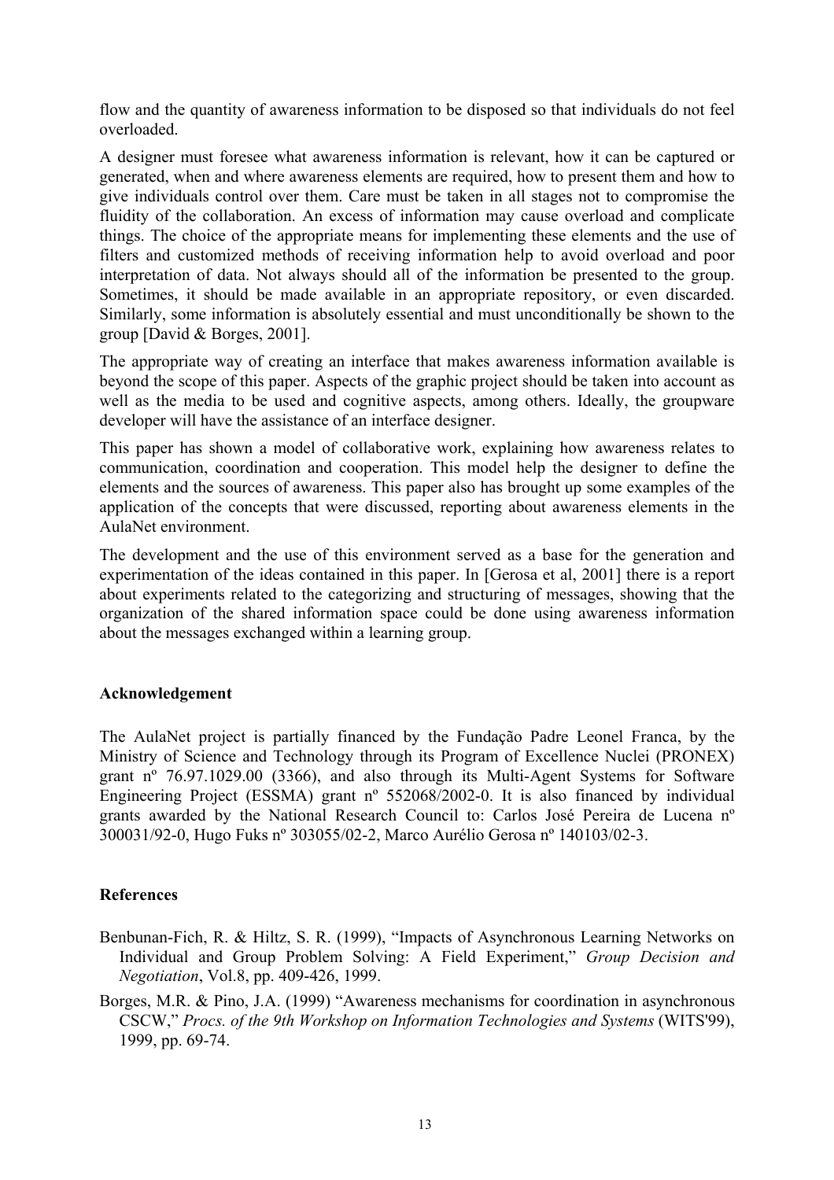flow and the quantity of awareness information to be disposed so that individuals do not feel overloaded.

A designer must foresee what awareness information is relevant, how it can be captured or generated, when and where awareness elements are required, how to present them and how to give individuals control over them. Care must be taken in all stages not to compromise the fluidity of the collaboration. An excess of information may cause overload and complicate things. The choice of the appropriate means for implementing these elements and the use of filters and customized methods of receiving information help to avoid overload and poor interpretation of data. Not always should all of the information be presented to the group. Sometimes, it should be made available in an appropriate repository, or even discarded. Similarly, some information is absolutely essential and must unconditionally be shown to the group [David & Borges, 2001].

The appropriate way of creating an interface that makes awareness information available is beyond the scope of this paper. Aspects of the graphic project should be taken into account as well as the media to be used and cognitive aspects, among others. Ideally, the groupware developer will have the assistance of an interface designer.

This paper has shown a model of collaborative work, explaining how awareness relates to communication, coordination and cooperation. This model help the designer to define the elements and the sources of awareness. This paper also has brought up some examples of the application of the concepts that were discussed, reporting about awareness elements in the AulaNet environment.

The development and the use of this environment served as a base for the generation and experimentation of the ideas contained in this paper. In [Gerosa et al, 2001] there is a report about experiments related to the categorizing and structuring of messages, showing that the organization of the shared information space could be done using awareness information about the messages exchanged within a learning group.

## Acknowledgement

The AulaNet project is partially financed by the Fundação Padre Leonel Franca, by the Ministry of Science and Technology through its Program of Excellence Nuclei (PRONEX) grant nº 76.97.1029.00 (3366), and also through its Multi-Agent Systems for Software Engineering Project (ESSMA) grant nº 552068/2002-0. It is also financed by individual grants awarded by the National Research Council to: Carlos José Pereira de Lucena nº 300031/92-0, Hugo Fuks nº 303055/02-2, Marco Aurélio Gerosa nº 140103/02-3.

## References

Benbunan-Fich, R. & Hiltz, S. R. (1999), "Impacts of Asynchronous Learning Networks on Individual and Group Problem Solving: A Field Experiment," *Group Decision and Negotiation*, Vol.8, pp. 409-426, 1999.

Borges, M.R. & Pino, J.A. (1999) "Awareness mechanisms for coordination in asynchronous CSCW," *Procs. of the 9th Workshop on Information Technologies and Systems* (WITS'99), 1999, pp. 69-74.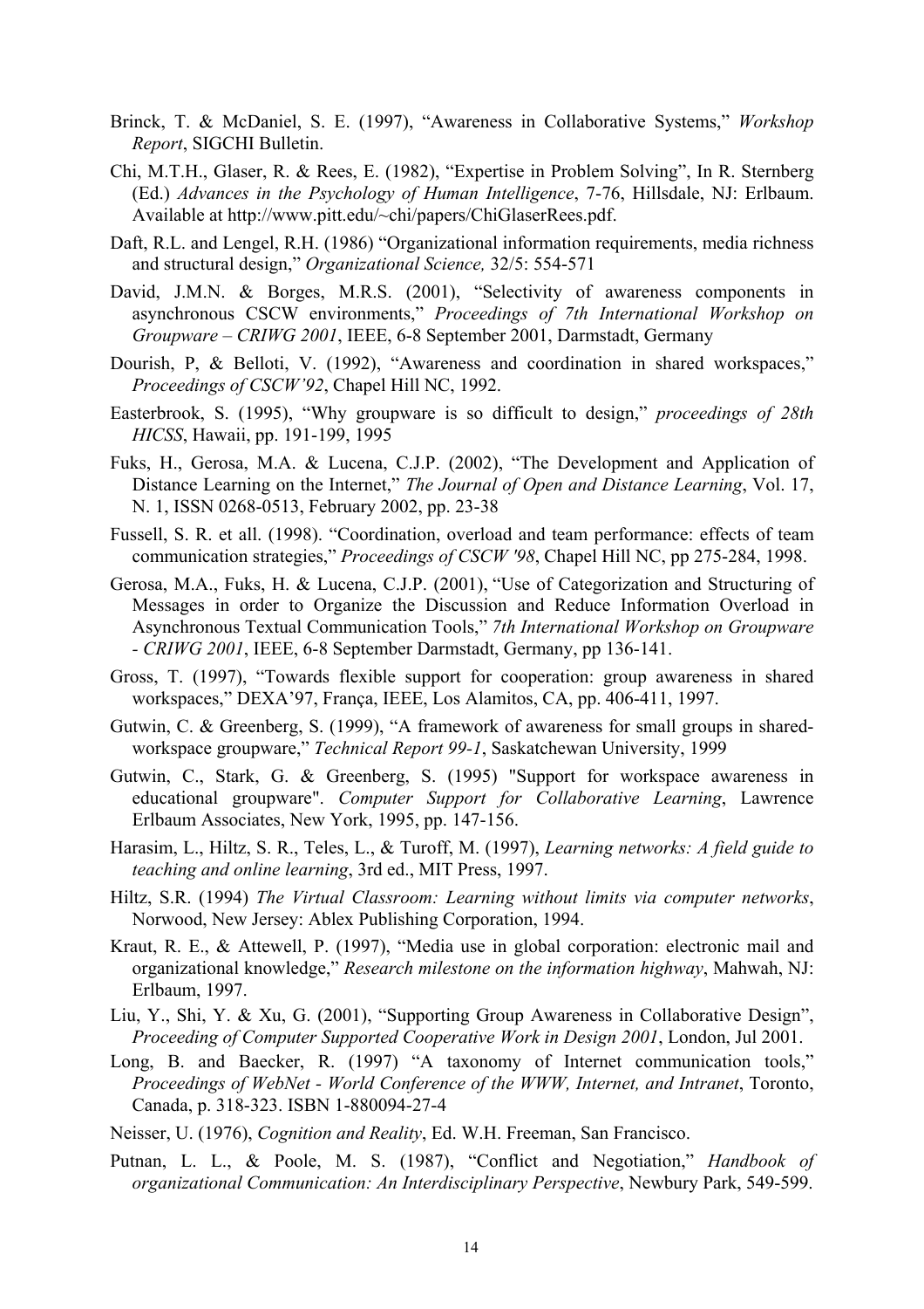Brinck, T. & McDaniel, S. E. (1997), "Awareness in Collaborative Systems," *Workshop Report*, SIGCHI Bulletin.

Chi, M.T.H., Glaser, R. & Rees, E. (1982), "Expertise in Problem Solving", In R. Sternberg (Ed.) *Advances in the Psychology of Human Intelligence*, 7-76, Hillsdale, NJ: Erlbaum. Available at http://www.pitt.edu/~chi/papers/ChiGlaserRees.pdf.

Daft, R.L. and Lengel, R.H. (1986) "Organizational information requirements, media richness and structural design," *Organizational Science,* 32/5: 554-571

David, J.M.N. & Borges, M.R.S. (2001), "Selectivity of awareness components in asynchronous CSCW environments," *Proceedings of 7th International Workshop on Groupware – CRIWG 2001*, IEEE, 6-8 September 2001, Darmstadt, Germany

Dourish, P, & Belloti, V. (1992), "Awareness and coordination in shared workspaces," *Proceedings of CSCW'92*, Chapel Hill NC, 1992.

Easterbrook, S. (1995), "Why groupware is so difficult to design," *proceedings of 28th HICSS*, Hawaii, pp. 191-199, 1995

Fuks, H., Gerosa, M.A. & Lucena, C.J.P. (2002), "The Development and Application of Distance Learning on the Internet," *The Journal of Open and Distance Learning*, Vol. 17, N. 1, ISSN 0268-0513, February 2002, pp. 23-38

Fussell, S. R. et all. (1998). "Coordination, overload and team performance: effects of team communication strategies," *Proceedings of CSCW '98*, Chapel Hill NC, pp 275-284, 1998.

Gerosa, M.A., Fuks, H. & Lucena, C.J.P. (2001), "Use of Categorization and Structuring of Messages in order to Organize the Discussion and Reduce Information Overload in Asynchronous Textual Communication Tools," *7th International Workshop on Groupware - CRIWG 2001*, IEEE, 6-8 September Darmstadt, Germany, pp 136-141.

Gross, T. (1997), "Towards flexible support for cooperation: group awareness in shared workspaces," DEXA'97, França, IEEE, Los Alamitos, CA, pp. 406-411, 1997.

Gutwin, C. & Greenberg, S. (1999), "A framework of awareness for small groups in shared-workspace groupware," *Technical Report 99-1*, Saskatchewan University, 1999

Gutwin, C., Stark, G. & Greenberg, S. (1995) "Support for workspace awareness in educational groupware". *Computer Support for Collaborative Learning*, Lawrence Erlbaum Associates, New York, 1995, pp. 147-156.

Harasim, L., Hiltz, S. R., Teles, L., & Turoff, M. (1997), *Learning networks: A field guide to teaching and online learning*, 3rd ed., MIT Press, 1997.

Hiltz, S.R. (1994) *The Virtual Classroom: Learning without limits via computer networks*, Norwood, New Jersey: Ablex Publishing Corporation, 1994.

Kraut, R. E., & Attewell, P. (1997), "Media use in global corporation: electronic mail and organizational knowledge," *Research milestone on the information highway*, Mahwah, NJ: Erlbaum, 1997.

Liu, Y., Shi, Y. & Xu, G. (2001), "Supporting Group Awareness in Collaborative Design", *Proceeding of Computer Supported Cooperative Work in Design 2001*, London, Jul 2001.

Long, B. and Baecker, R. (1997) "A taxonomy of Internet communication tools," *Proceedings of WebNet - World Conference of the WWW, Internet, and Intranet*, Toronto, Canada, p. 318-323. ISBN 1-880094-27-4

Neisser, U. (1976), *Cognition and Reality*, Ed. W.H. Freeman, San Francisco.

Putnan, L. L., & Poole, M. S. (1987), "Conflict and Negotiation," *Handbook of organizational Communication: An Interdisciplinary Perspective*, Newbury Park, 549-599.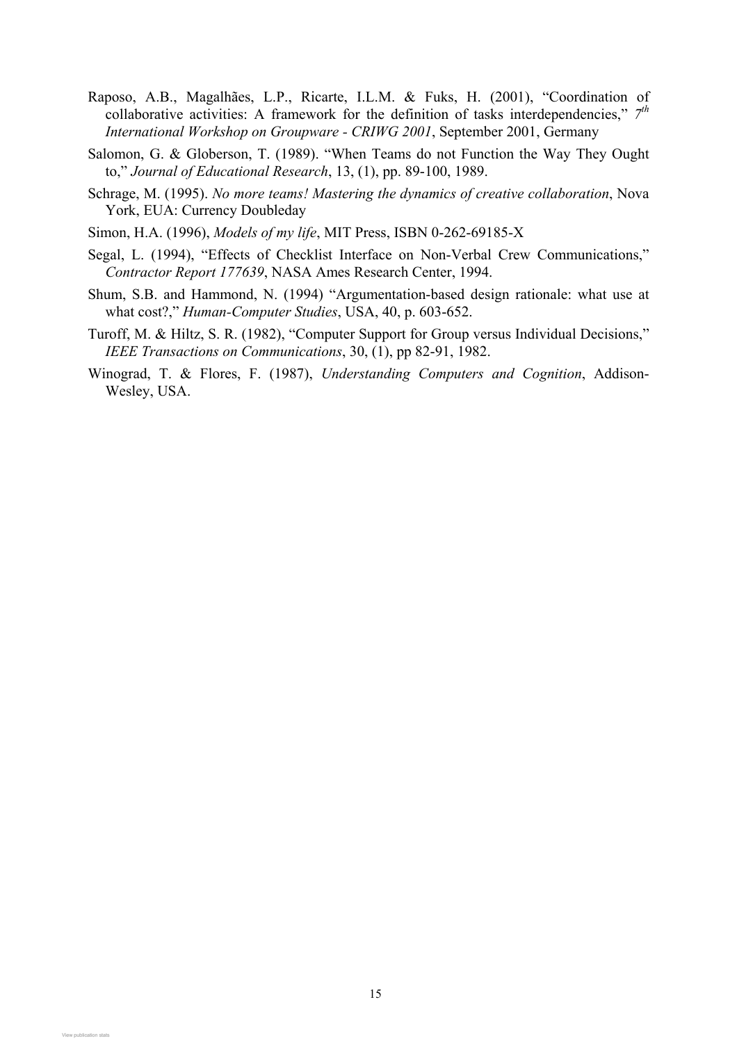Raposo, A.B., Magalhães, L.P., Ricarte, I.L.M. & Fuks, H. (2001), "Coordination of collaborative activities: A framework for the definition of tasks interdependencies," *7th International Workshop on Groupware - CRIWG 2001*, September 2001, Germany

Salomon, G. & Globerson, T. (1989). "When Teams do not Function the Way They Ought to," *Journal of Educational Research*, 13, (1), pp. 89-100, 1989.

Schrage, M. (1995). *No more teams! Mastering the dynamics of creative collaboration*, Nova York, EUA: Currency Doubleday

Simon, H.A. (1996), *Models of my life*, MIT Press, ISBN 0-262-69185-X

Segal, L. (1994), "Effects of Checklist Interface on Non-Verbal Crew Communications," *Contractor Report 177639*, NASA Ames Research Center, 1994.

Shum, S.B. and Hammond, N. (1994) "Argumentation-based design rationale: what use at what cost?," *Human-Computer Studies*, USA, 40, p. 603-652.

Turoff, M. & Hiltz, S. R. (1982), "Computer Support for Group versus Individual Decisions," *IEEE Transactions on Communications*, 30, (1), pp 82-91, 1982.

Winograd, T. & Flores, F. (1987), *Understanding Computers and Cognition*, Addison-Wesley, USA.